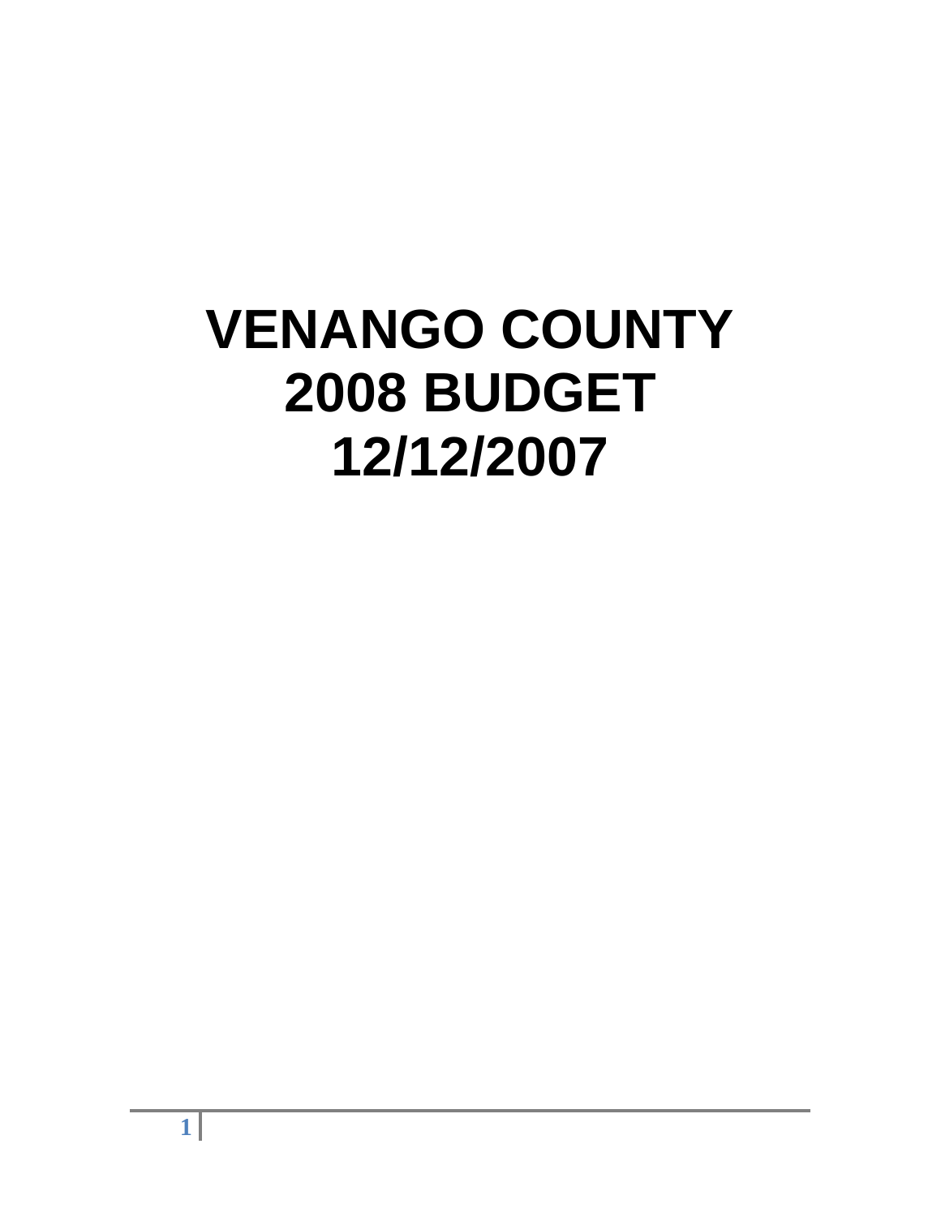# VENANGO COUNTY
# 2008 BUDGET
# 12/12/2007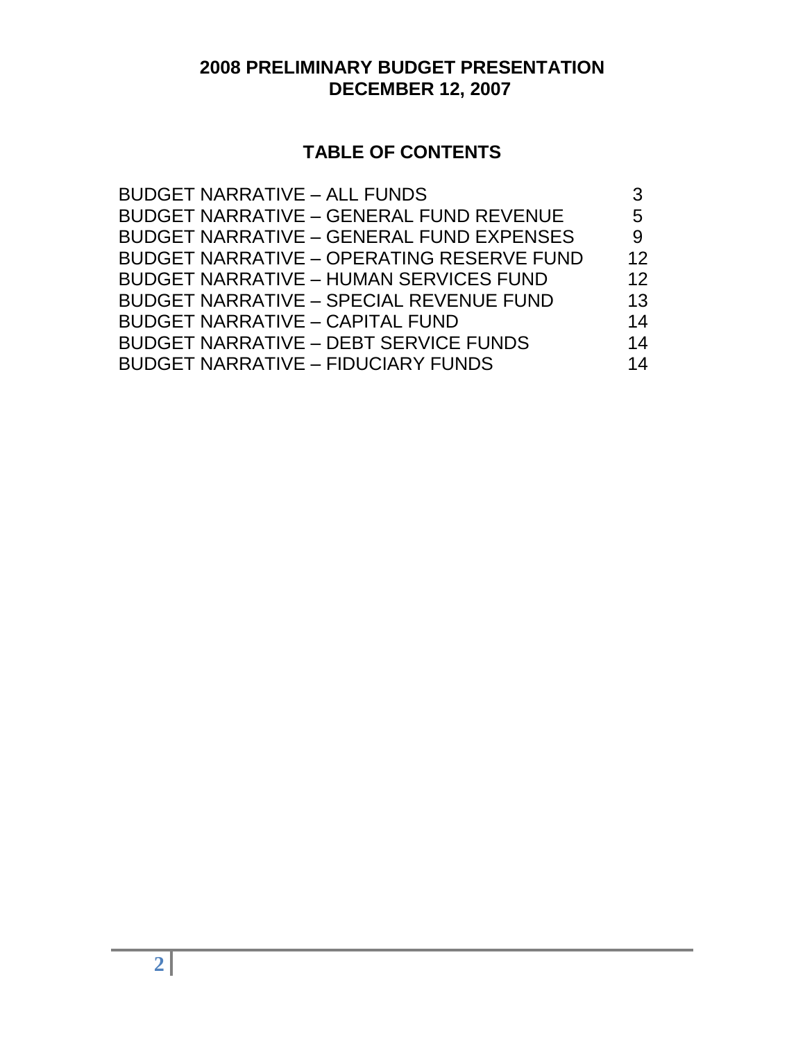# 2008 PRELIMINARY BUDGET PRESENTATION
# DECEMBER 12, 2007

## TABLE OF CONTENTS

| | |
|---|---|
| BUDGET NARRATIVE – ALL FUNDS | 3 |
| BUDGET NARRATIVE – GENERAL FUND REVENUE | 5 |
| BUDGET NARRATIVE – GENERAL FUND EXPENSES | 9 |
| BUDGET NARRATIVE – OPERATING RESERVE FUND | 12 |
| BUDGET NARRATIVE – HUMAN SERVICES FUND | 12 |
| BUDGET NARRATIVE – SPECIAL REVENUE FUND | 13 |
| BUDGET NARRATIVE – CAPITAL FUND | 14 |
| BUDGET NARRATIVE – DEBT SERVICE FUNDS | 14 |
| BUDGET NARRATIVE – FIDUCIARY FUNDS | 14 |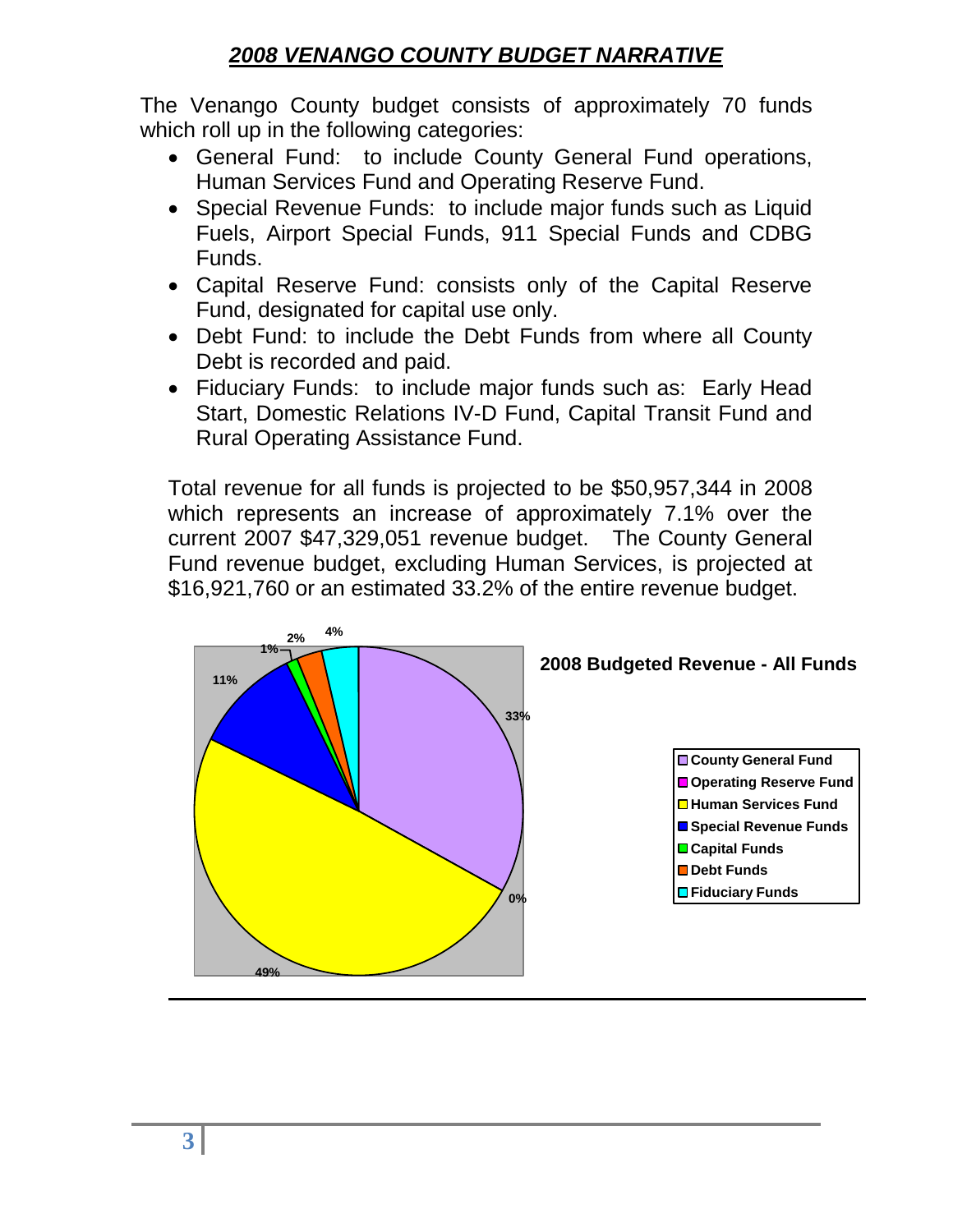# *2008 VENANGO COUNTY BUDGET NARRATIVE*

The Venango County budget consists of approximately 70 funds which roll up in the following categories:

- General Fund: to include County General Fund operations, Human Services Fund and Operating Reserve Fund.
- Special Revenue Funds: to include major funds such as Liquid Fuels, Airport Special Funds, 911 Special Funds and CDBG Funds.
- Capital Reserve Fund: consists only of the Capital Reserve Fund, designated for capital use only.
- Debt Fund: to include the Debt Funds from where all County Debt is recorded and paid.
- Fiduciary Funds: to include major funds such as: Early Head Start, Domestic Relations IV-D Fund, Capital Transit Fund and Rural Operating Assistance Fund.

Total revenue for all funds is projected to be $50,957,344 in 2008 which represents an increase of approximately 7.1% over the current 2007 $47,329,051 revenue budget. The County General Fund revenue budget, excluding Human Services, is projected at $16,921,760 or an estimated 33.2% of the entire revenue budget.

**2008 Budgeted Revenue - All Funds**

| Fund | Percentage |
|---|---|
| County General Fund | 33% |
| Operating Reserve Fund | 0% |
| Human Services Fund | 49% |
| Special Revenue Funds | 11% |
| Capital Funds | 1% |
| Debt Funds | 2% |
| Fiduciary Funds | 4% |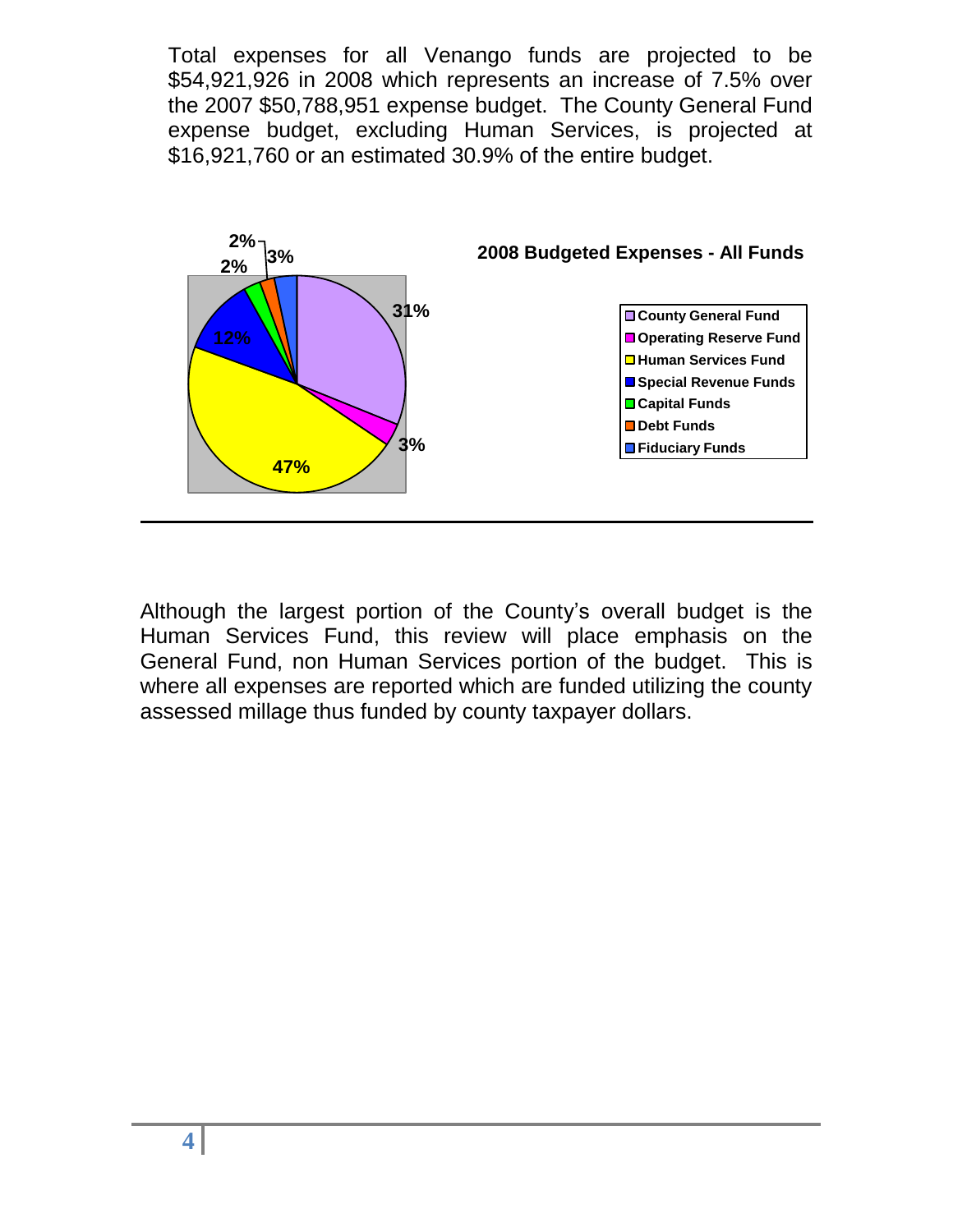Total expenses for all Venango funds are projected to be $54,921,926 in 2008 which represents an increase of 7.5% over the 2007 $50,788,951 expense budget. The County General Fund expense budget, excluding Human Services, is projected at $16,921,760 or an estimated 30.9% of the entire budget.

**2008 Budgeted Expenses - All Funds**

| Fund | Percentage |
|---|---|
| County General Fund | 31% |
| Operating Reserve Fund | 3% |
| Human Services Fund | 47% |
| Special Revenue Funds | 12% |
| Capital Funds | 2% |
| Debt Funds | 2% |
| Fiduciary Funds | 3% |

Although the largest portion of the County's overall budget is the Human Services Fund, this review will place emphasis on the General Fund, non Human Services portion of the budget. This is where all expenses are reported which are funded utilizing the county assessed millage thus funded by county taxpayer dollars.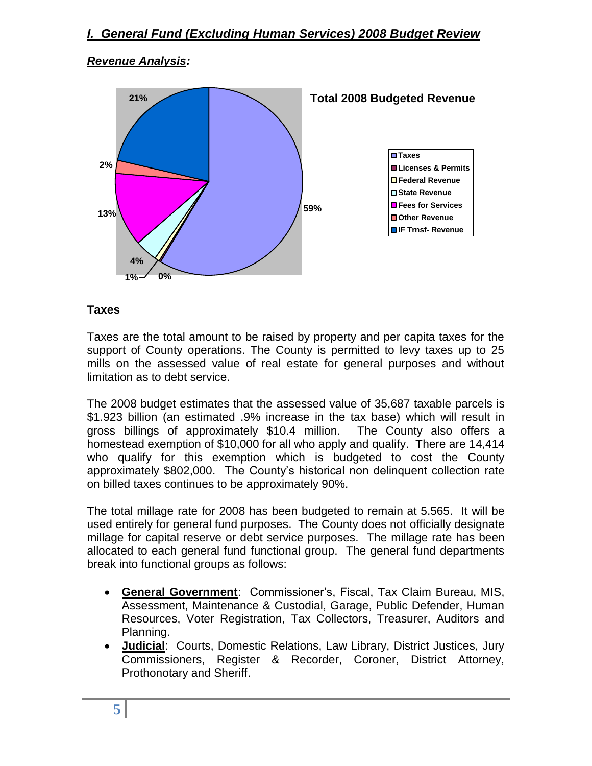## *I. General Fund (Excluding Human Services) 2008 Budget Review*

### *Revenue Analysis:*

**Total 2008 Budgeted Revenue**

- Taxes: 59%
- Licenses & Permits: 0%
- Federal Revenue: 1%
- State Revenue: 4%
- Fees for Services: 13%
- Other Revenue: 2%
- IF Trnsf- Revenue: 21%

### Taxes

Taxes are the total amount to be raised by property and per capita taxes for the support of County operations. The County is permitted to levy taxes up to 25 mills on the assessed value of real estate for general purposes and without limitation as to debt service.

The 2008 budget estimates that the assessed value of 35,687 taxable parcels is $1.923 billion (an estimated .9% increase in the tax base) which will result in gross billings of approximately $10.4 million. The County also offers a homestead exemption of $10,000 for all who apply and qualify. There are 14,414 who qualify for this exemption which is budgeted to cost the County approximately $802,000. The County's historical non delinquent collection rate on billed taxes continues to be approximately 90%.

The total millage rate for 2008 has been budgeted to remain at 5.565. It will be used entirely for general fund purposes. The County does not officially designate millage for capital reserve or debt service purposes. The millage rate has been allocated to each general fund functional group. The general fund departments break into functional groups as follows:

- **General Government**: Commissioner's, Fiscal, Tax Claim Bureau, MIS, Assessment, Maintenance & Custodial, Garage, Public Defender, Human Resources, Voter Registration, Tax Collectors, Treasurer, Auditors and Planning.
- **Judicial**: Courts, Domestic Relations, Law Library, District Justices, Jury Commissioners, Register & Recorder, Coroner, District Attorney, Prothonotary and Sheriff.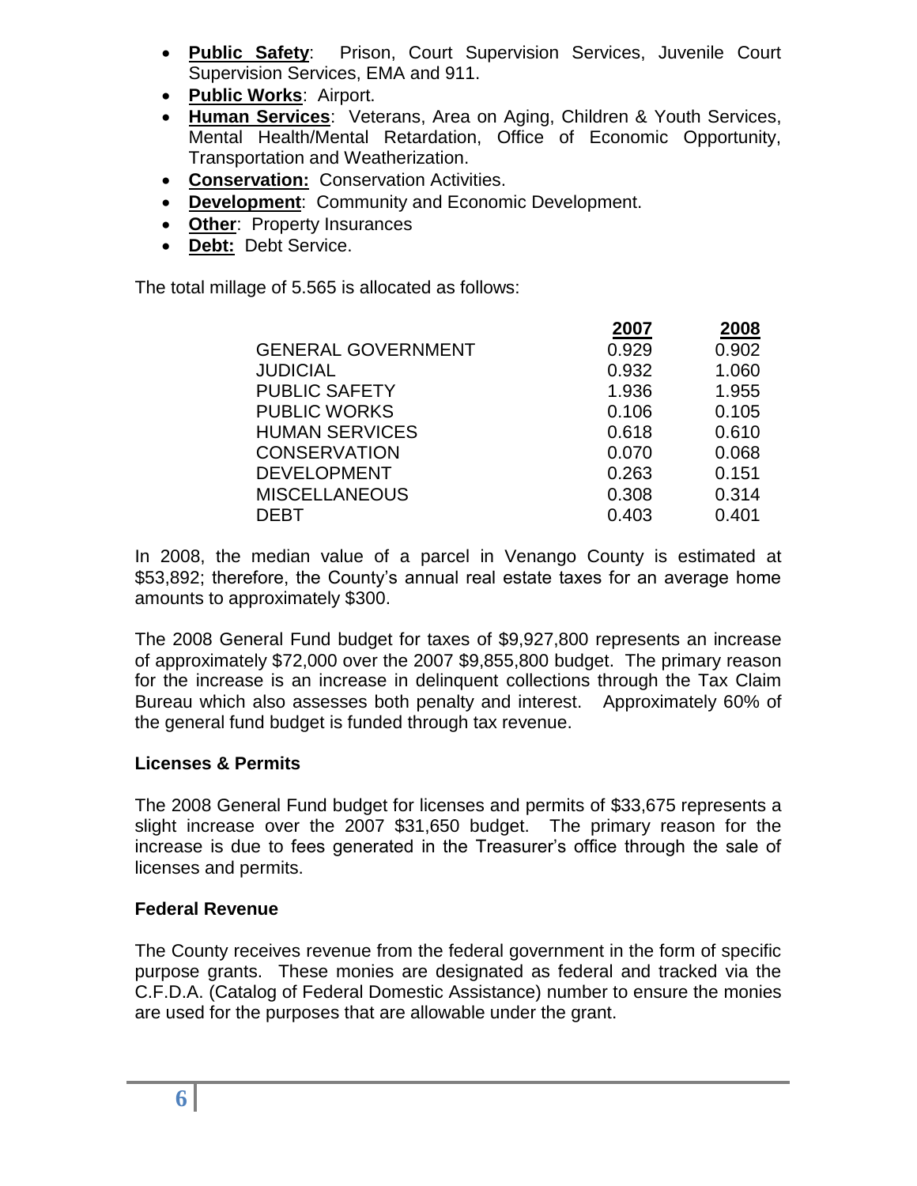- **Public Safety**: Prison, Court Supervision Services, Juvenile Court Supervision Services, EMA and 911.
- **Public Works**: Airport.
- **Human Services**: Veterans, Area on Aging, Children & Youth Services, Mental Health/Mental Retardation, Office of Economic Opportunity, Transportation and Weatherization.
- **Conservation:** Conservation Activities.
- **Development**: Community and Economic Development.
- **Other**: Property Insurances
- **Debt:** Debt Service.

The total millage of 5.565 is allocated as follows:

| | 2007 | 2008 |
|---|---|---|
| GENERAL GOVERNMENT | 0.929 | 0.902 |
| JUDICIAL | 0.932 | 1.060 |
| PUBLIC SAFETY | 1.936 | 1.955 |
| PUBLIC WORKS | 0.106 | 0.105 |
| HUMAN SERVICES | 0.618 | 0.610 |
| CONSERVATION | 0.070 | 0.068 |
| DEVELOPMENT | 0.263 | 0.151 |
| MISCELLANEOUS | 0.308 | 0.314 |
| DEBT | 0.403 | 0.401 |

In 2008, the median value of a parcel in Venango County is estimated at $53,892; therefore, the County's annual real estate taxes for an average home amounts to approximately $300.

The 2008 General Fund budget for taxes of $9,927,800 represents an increase of approximately $72,000 over the 2007 $9,855,800 budget. The primary reason for the increase is an increase in delinquent collections through the Tax Claim Bureau which also assesses both penalty and interest. Approximately 60% of the general fund budget is funded through tax revenue.

### Licenses & Permits

The 2008 General Fund budget for licenses and permits of $33,675 represents a slight increase over the 2007 $31,650 budget. The primary reason for the increase is due to fees generated in the Treasurer's office through the sale of licenses and permits.

### Federal Revenue

The County receives revenue from the federal government in the form of specific purpose grants. These monies are designated as federal and tracked via the C.F.D.A. (Catalog of Federal Domestic Assistance) number to ensure the monies are used for the purposes that are allowable under the grant.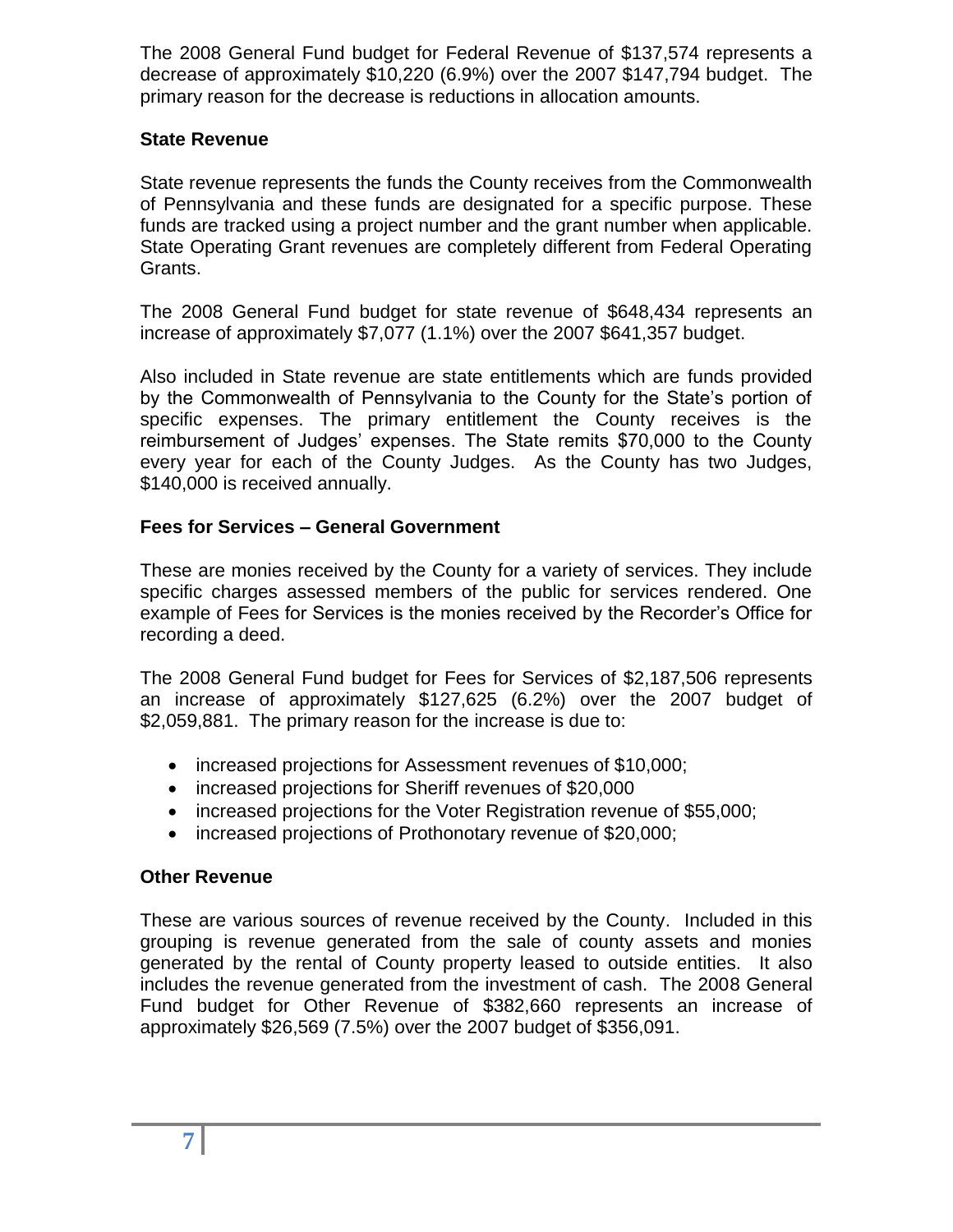The 2008 General Fund budget for Federal Revenue of $137,574 represents a decrease of approximately $10,220 (6.9%) over the 2007 $147,794 budget. The primary reason for the decrease is reductions in allocation amounts.

**State Revenue**

State revenue represents the funds the County receives from the Commonwealth of Pennsylvania and these funds are designated for a specific purpose. These funds are tracked using a project number and the grant number when applicable. State Operating Grant revenues are completely different from Federal Operating Grants.

The 2008 General Fund budget for state revenue of $648,434 represents an increase of approximately $7,077 (1.1%) over the 2007 $641,357 budget.

Also included in State revenue are state entitlements which are funds provided by the Commonwealth of Pennsylvania to the County for the State's portion of specific expenses. The primary entitlement the County receives is the reimbursement of Judges' expenses. The State remits $70,000 to the County every year for each of the County Judges. As the County has two Judges, $140,000 is received annually.

**Fees for Services – General Government**

These are monies received by the County for a variety of services. They include specific charges assessed members of the public for services rendered. One example of Fees for Services is the monies received by the Recorder's Office for recording a deed.

The 2008 General Fund budget for Fees for Services of $2,187,506 represents an increase of approximately $127,625 (6.2%) over the 2007 budget of $2,059,881. The primary reason for the increase is due to:

- increased projections for Assessment revenues of $10,000;
- increased projections for Sheriff revenues of $20,000
- increased projections for the Voter Registration revenue of $55,000;
- increased projections of Prothonotary revenue of $20,000;

**Other Revenue**

These are various sources of revenue received by the County. Included in this grouping is revenue generated from the sale of county assets and monies generated by the rental of County property leased to outside entities. It also includes the revenue generated from the investment of cash. The 2008 General Fund budget for Other Revenue of $382,660 represents an increase of approximately $26,569 (7.5%) over the 2007 budget of $356,091.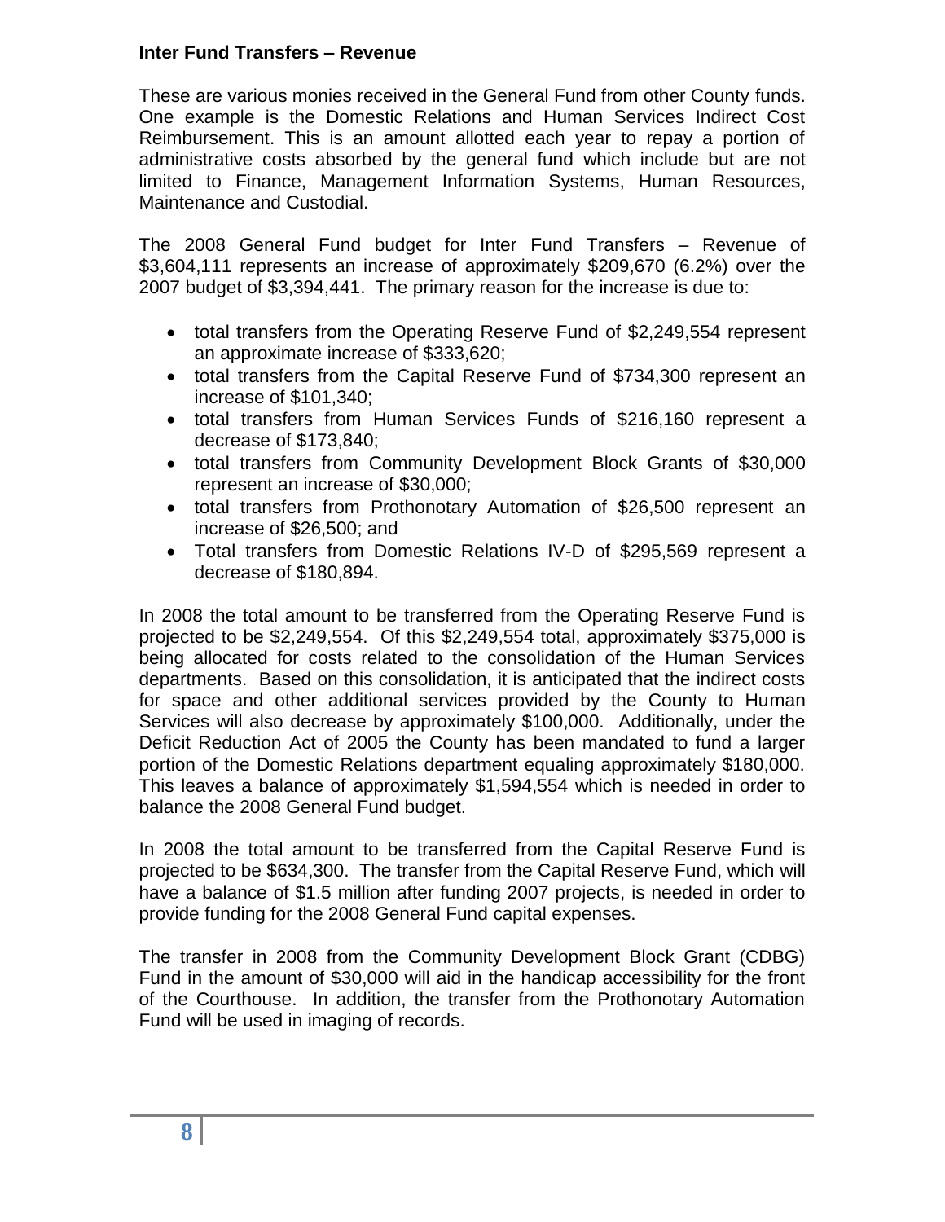**Inter Fund Transfers – Revenue**

These are various monies received in the General Fund from other County funds. One example is the Domestic Relations and Human Services Indirect Cost Reimbursement. This is an amount allotted each year to repay a portion of administrative costs absorbed by the general fund which include but are not limited to Finance, Management Information Systems, Human Resources, Maintenance and Custodial.

The 2008 General Fund budget for Inter Fund Transfers – Revenue of $3,604,111 represents an increase of approximately $209,670 (6.2%) over the 2007 budget of $3,394,441. The primary reason for the increase is due to:

- total transfers from the Operating Reserve Fund of $2,249,554 represent an approximate increase of $333,620;
- total transfers from the Capital Reserve Fund of $734,300 represent an increase of $101,340;
- total transfers from Human Services Funds of $216,160 represent a decrease of $173,840;
- total transfers from Community Development Block Grants of $30,000 represent an increase of $30,000;
- total transfers from Prothonotary Automation of $26,500 represent an increase of $26,500; and
- Total transfers from Domestic Relations IV-D of $295,569 represent a decrease of $180,894.

In 2008 the total amount to be transferred from the Operating Reserve Fund is projected to be $2,249,554. Of this $2,249,554 total, approximately $375,000 is being allocated for costs related to the consolidation of the Human Services departments. Based on this consolidation, it is anticipated that the indirect costs for space and other additional services provided by the County to Human Services will also decrease by approximately $100,000. Additionally, under the Deficit Reduction Act of 2005 the County has been mandated to fund a larger portion of the Domestic Relations department equaling approximately $180,000. This leaves a balance of approximately $1,594,554 which is needed in order to balance the 2008 General Fund budget.

In 2008 the total amount to be transferred from the Capital Reserve Fund is projected to be $634,300. The transfer from the Capital Reserve Fund, which will have a balance of $1.5 million after funding 2007 projects, is needed in order to provide funding for the 2008 General Fund capital expenses.

The transfer in 2008 from the Community Development Block Grant (CDBG) Fund in the amount of $30,000 will aid in the handicap accessibility for the front of the Courthouse. In addition, the transfer from the Prothonotary Automation Fund will be used in imaging of records.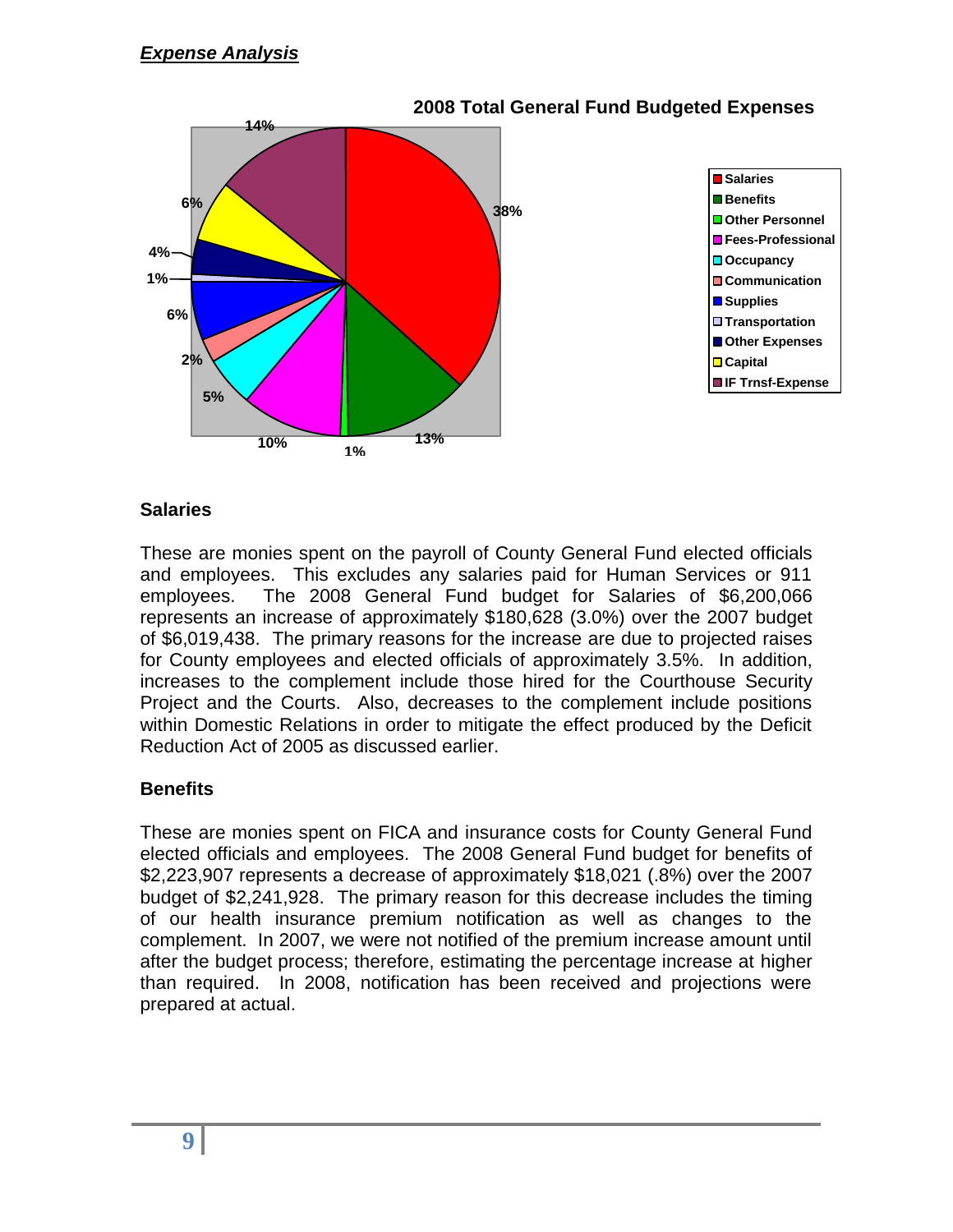## *Expense Analysis*

**2008 Total General Fund Budgeted Expenses**

| Category | Percentage |
| --- | --- |
| Salaries | 38% |
| Benefits | 13% |
| Other Personnel | 1% |
| Fees-Professional | 10% |
| Occupancy | 5% |
| Communication | 2% |
| Supplies | 6% |
| Transportation | 1% |
| Other Expenses | 4% |
| Capital | 6% |
| IF Trnsf-Expense | 14% |

### Salaries

These are monies spent on the payroll of County General Fund elected officials and employees. This excludes any salaries paid for Human Services or 911 employees. The 2008 General Fund budget for Salaries of $6,200,066 represents an increase of approximately $180,628 (3.0%) over the 2007 budget of $6,019,438. The primary reasons for the increase are due to projected raises for County employees and elected officials of approximately 3.5%. In addition, increases to the complement include those hired for the Courthouse Security Project and the Courts. Also, decreases to the complement include positions within Domestic Relations in order to mitigate the effect produced by the Deficit Reduction Act of 2005 as discussed earlier.

### Benefits

These are monies spent on FICA and insurance costs for County General Fund elected officials and employees. The 2008 General Fund budget for benefits of $2,223,907 represents a decrease of approximately $18,021 (.8%) over the 2007 budget of $2,241,928. The primary reason for this decrease includes the timing of our health insurance premium notification as well as changes to the complement. In 2007, we were not notified of the premium increase amount until after the budget process; therefore, estimating the percentage increase at higher than required. In 2008, notification has been received and projections were prepared at actual.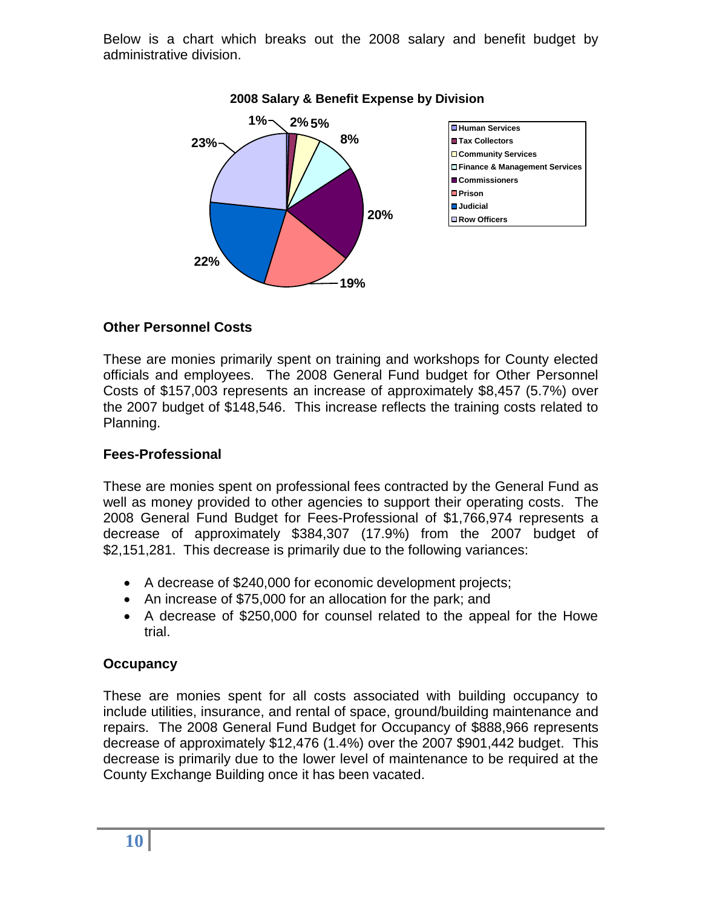Below is a chart which breaks out the 2008 salary and benefit budget by administrative division.

**2008 Salary & Benefit Expense by Division**

| Division | Percentage |
| --- | --- |
| Human Services | 1% |
| Tax Collectors | 2% |
| Community Services | 5% |
| Finance & Management Services | 8% |
| Commissioners | 20% |
| Prison | 19% |
| Judicial | 22% |
| Row Officers | 23% |

### Other Personnel Costs

These are monies primarily spent on training and workshops for County elected officials and employees. The 2008 General Fund budget for Other Personnel Costs of $157,003 represents an increase of approximately $8,457 (5.7%) over the 2007 budget of $148,546. This increase reflects the training costs related to Planning.

### Fees-Professional

These are monies spent on professional fees contracted by the General Fund as well as money provided to other agencies to support their operating costs. The 2008 General Fund Budget for Fees-Professional of $1,766,974 represents a decrease of approximately $384,307 (17.9%) from the 2007 budget of $2,151,281. This decrease is primarily due to the following variances:

- A decrease of $240,000 for economic development projects;
- An increase of $75,000 for an allocation for the park; and
- A decrease of $250,000 for counsel related to the appeal for the Howe trial.

### Occupancy

These are monies spent for all costs associated with building occupancy to include utilities, insurance, and rental of space, ground/building maintenance and repairs. The 2008 General Fund Budget for Occupancy of $888,966 represents decrease of approximately $12,476 (1.4%) over the 2007 $901,442 budget. This decrease is primarily due to the lower level of maintenance to be required at the County Exchange Building once it has been vacated.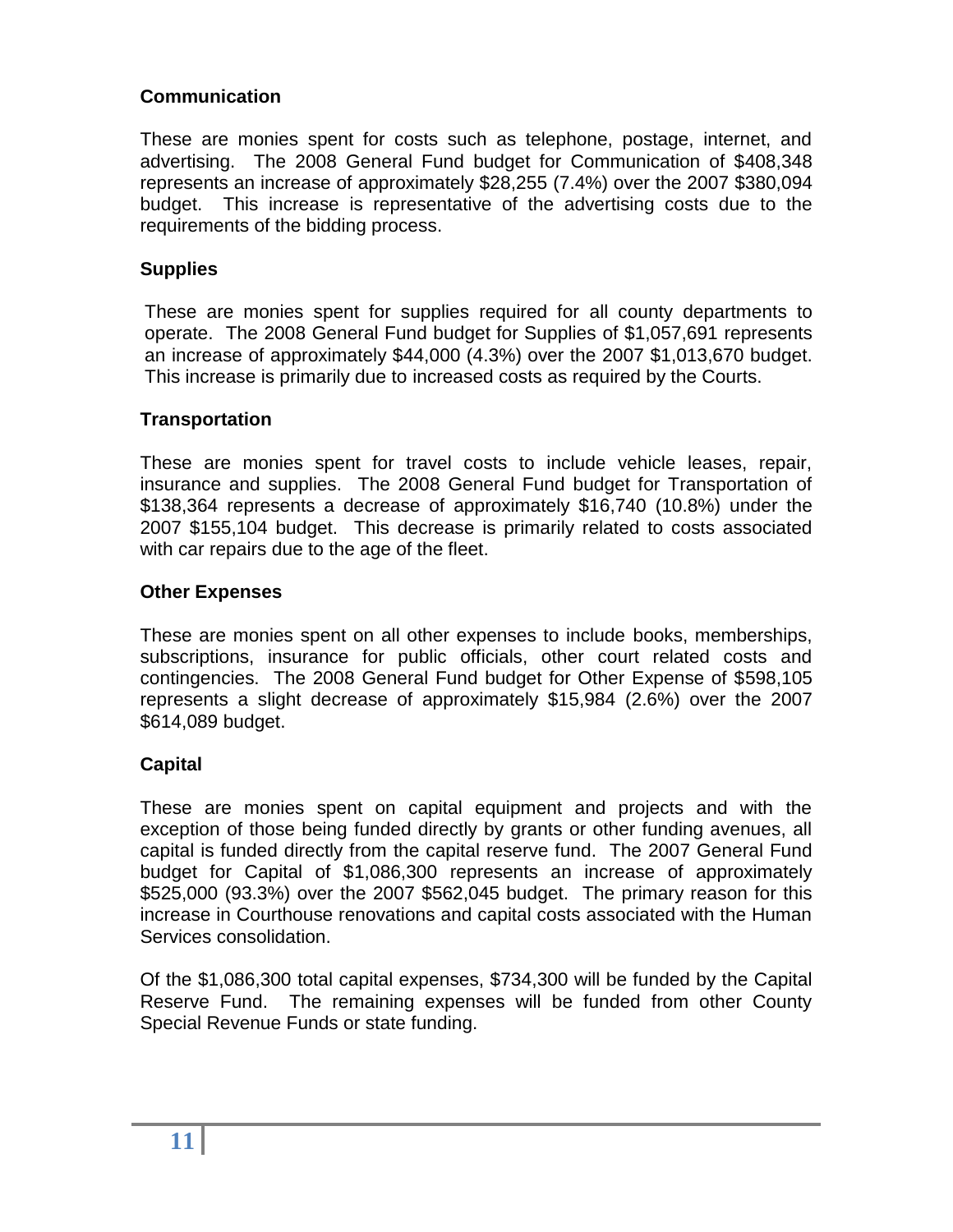**Communication**

These are monies spent for costs such as telephone, postage, internet, and advertising. The 2008 General Fund budget for Communication of $408,348 represents an increase of approximately $28,255 (7.4%) over the 2007 $380,094 budget. This increase is representative of the advertising costs due to the requirements of the bidding process.

**Supplies**

These are monies spent for supplies required for all county departments to operate. The 2008 General Fund budget for Supplies of $1,057,691 represents an increase of approximately $44,000 (4.3%) over the 2007 $1,013,670 budget. This increase is primarily due to increased costs as required by the Courts.

**Transportation**

These are monies spent for travel costs to include vehicle leases, repair, insurance and supplies. The 2008 General Fund budget for Transportation of $138,364 represents a decrease of approximately $16,740 (10.8%) under the 2007 $155,104 budget. This decrease is primarily related to costs associated with car repairs due to the age of the fleet.

**Other Expenses**

These are monies spent on all other expenses to include books, memberships, subscriptions, insurance for public officials, other court related costs and contingencies. The 2008 General Fund budget for Other Expense of $598,105 represents a slight decrease of approximately $15,984 (2.6%) over the 2007 $614,089 budget.

**Capital**

These are monies spent on capital equipment and projects and with the exception of those being funded directly by grants or other funding avenues, all capital is funded directly from the capital reserve fund. The 2007 General Fund budget for Capital of $1,086,300 represents an increase of approximately $525,000 (93.3%) over the 2007 $562,045 budget. The primary reason for this increase in Courthouse renovations and capital costs associated with the Human Services consolidation.

Of the $1,086,300 total capital expenses, $734,300 will be funded by the Capital Reserve Fund. The remaining expenses will be funded from other County Special Revenue Funds or state funding.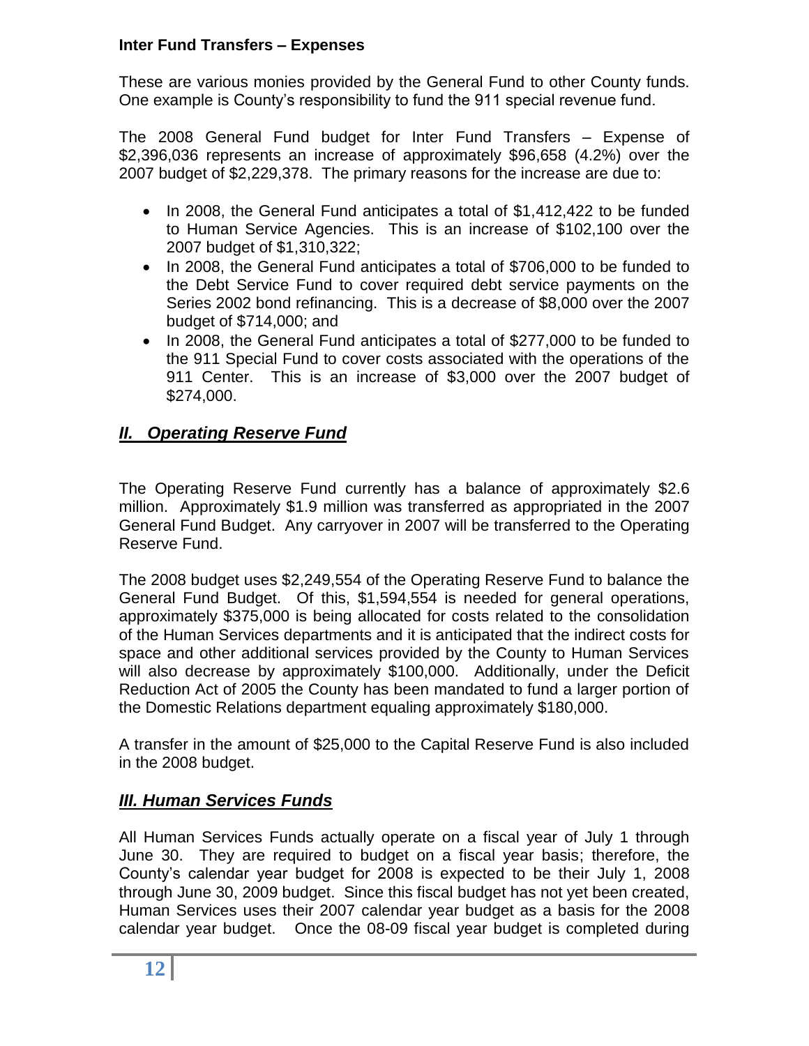**Inter Fund Transfers – Expenses**

These are various monies provided by the General Fund to other County funds. One example is County's responsibility to fund the 911 special revenue fund.

The 2008 General Fund budget for Inter Fund Transfers – Expense of $2,396,036 represents an increase of approximately $96,658 (4.2%) over the 2007 budget of $2,229,378. The primary reasons for the increase are due to:

- In 2008, the General Fund anticipates a total of $1,412,422 to be funded to Human Service Agencies. This is an increase of $102,100 over the 2007 budget of $1,310,322;
- In 2008, the General Fund anticipates a total of $706,000 to be funded to the Debt Service Fund to cover required debt service payments on the Series 2002 bond refinancing. This is a decrease of $8,000 over the 2007 budget of $714,000; and
- In 2008, the General Fund anticipates a total of $277,000 to be funded to the 911 Special Fund to cover costs associated with the operations of the 911 Center. This is an increase of $3,000 over the 2007 budget of $274,000.

## *II. Operating Reserve Fund*

The Operating Reserve Fund currently has a balance of approximately $2.6 million. Approximately $1.9 million was transferred as appropriated in the 2007 General Fund Budget. Any carryover in 2007 will be transferred to the Operating Reserve Fund.

The 2008 budget uses $2,249,554 of the Operating Reserve Fund to balance the General Fund Budget. Of this, $1,594,554 is needed for general operations, approximately $375,000 is being allocated for costs related to the consolidation of the Human Services departments and it is anticipated that the indirect costs for space and other additional services provided by the County to Human Services will also decrease by approximately $100,000. Additionally, under the Deficit Reduction Act of 2005 the County has been mandated to fund a larger portion of the Domestic Relations department equaling approximately $180,000.

A transfer in the amount of $25,000 to the Capital Reserve Fund is also included in the 2008 budget.

## *III. Human Services Funds*

All Human Services Funds actually operate on a fiscal year of July 1 through June 30. They are required to budget on a fiscal year basis; therefore, the County's calendar year budget for 2008 is expected to be their July 1, 2008 through June 30, 2009 budget. Since this fiscal budget has not yet been created, Human Services uses their 2007 calendar year budget as a basis for the 2008 calendar year budget. Once the 08-09 fiscal year budget is completed during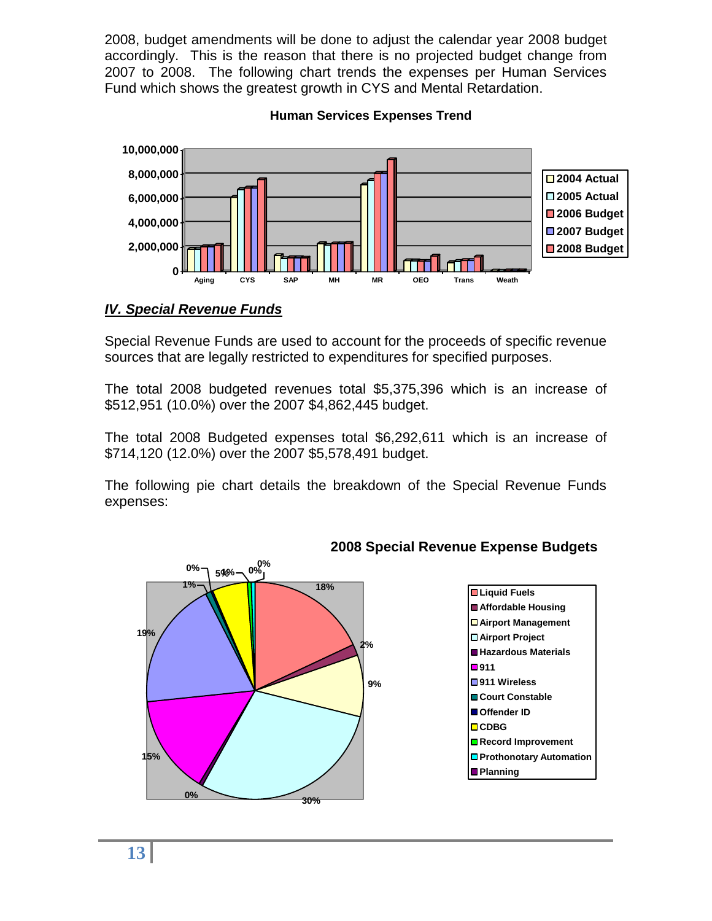2008, budget amendments will be done to adjust the calendar year 2008 budget accordingly. This is the reason that there is no projected budget change from 2007 to 2008. The following chart trends the expenses per Human Services Fund which shows the greatest growth in CYS and Mental Retardation.

**Human Services Expenses Trend**

## *IV. Special Revenue Funds*

Special Revenue Funds are used to account for the proceeds of specific revenue sources that are legally restricted to expenditures for specified purposes.

The total 2008 budgeted revenues total $5,375,396 which is an increase of $512,951 (10.0%) over the 2007 $4,862,445 budget.

The total 2008 Budgeted expenses total $6,292,611 which is an increase of $714,120 (12.0%) over the 2007 $5,578,491 budget.

The following pie chart details the breakdown of the Special Revenue Funds expenses:

**2008 Special Revenue Expense Budgets**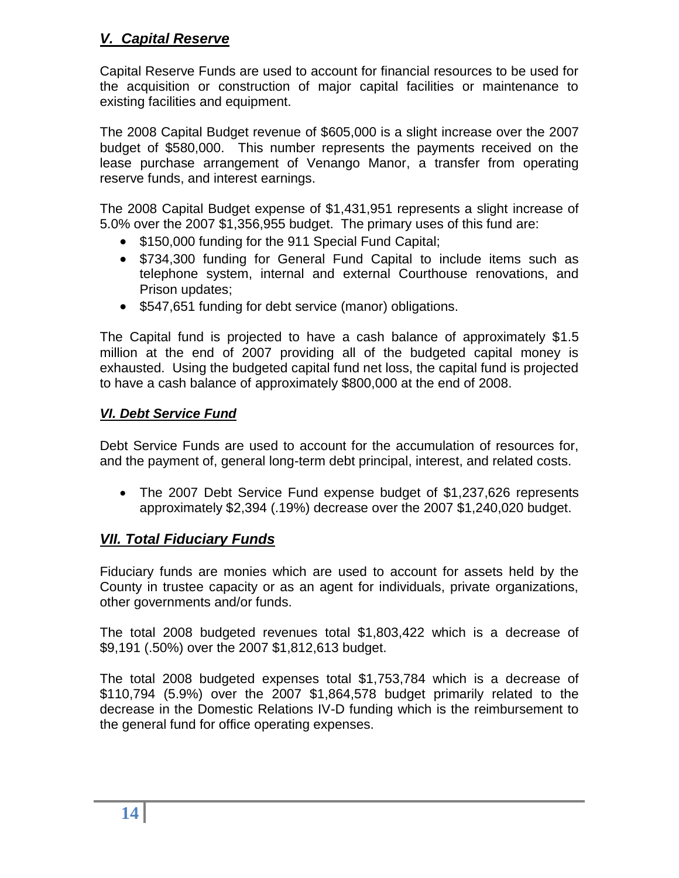## ***V. Capital Reserve***

Capital Reserve Funds are used to account for financial resources to be used for the acquisition or construction of major capital facilities or maintenance to existing facilities and equipment.

The 2008 Capital Budget revenue of $605,000 is a slight increase over the 2007 budget of $580,000. This number represents the payments received on the lease purchase arrangement of Venango Manor, a transfer from operating reserve funds, and interest earnings.

The 2008 Capital Budget expense of $1,431,951 represents a slight increase of 5.0% over the 2007 $1,356,955 budget. The primary uses of this fund are:

- $150,000 funding for the 911 Special Fund Capital;
- $734,300 funding for General Fund Capital to include items such as telephone system, internal and external Courthouse renovations, and Prison updates;
- $547,651 funding for debt service (manor) obligations.

The Capital fund is projected to have a cash balance of approximately $1.5 million at the end of 2007 providing all of the budgeted capital money is exhausted. Using the budgeted capital fund net loss, the capital fund is projected to have a cash balance of approximately $800,000 at the end of 2008.

## ***VI. Debt Service Fund***

Debt Service Funds are used to account for the accumulation of resources for, and the payment of, general long-term debt principal, interest, and related costs.

- The 2007 Debt Service Fund expense budget of $1,237,626 represents approximately $2,394 (.19%) decrease over the 2007 $1,240,020 budget.

## ***VII. Total Fiduciary Funds***

Fiduciary funds are monies which are used to account for assets held by the County in trustee capacity or as an agent for individuals, private organizations, other governments and/or funds.

The total 2008 budgeted revenues total $1,803,422 which is a decrease of $9,191 (.50%) over the 2007 $1,812,613 budget.

The total 2008 budgeted expenses total $1,753,784 which is a decrease of $110,794 (5.9%) over the 2007 $1,864,578 budget primarily related to the decrease in the Domestic Relations IV-D funding which is the reimbursement to the general fund for office operating expenses.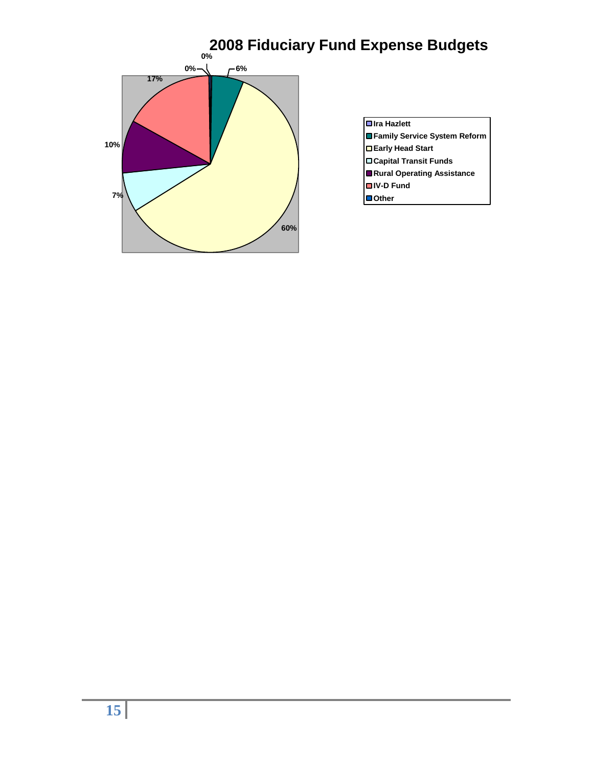# 2008 Fiduciary Fund Expense Budgets

0%

0%

6%

17%

10%

7%

60%

- Ira Hazlett
- Family Service System Reform
- Early Head Start
- Capital Transit Funds
- Rural Operating Assistance
- IV-D Fund
- Other